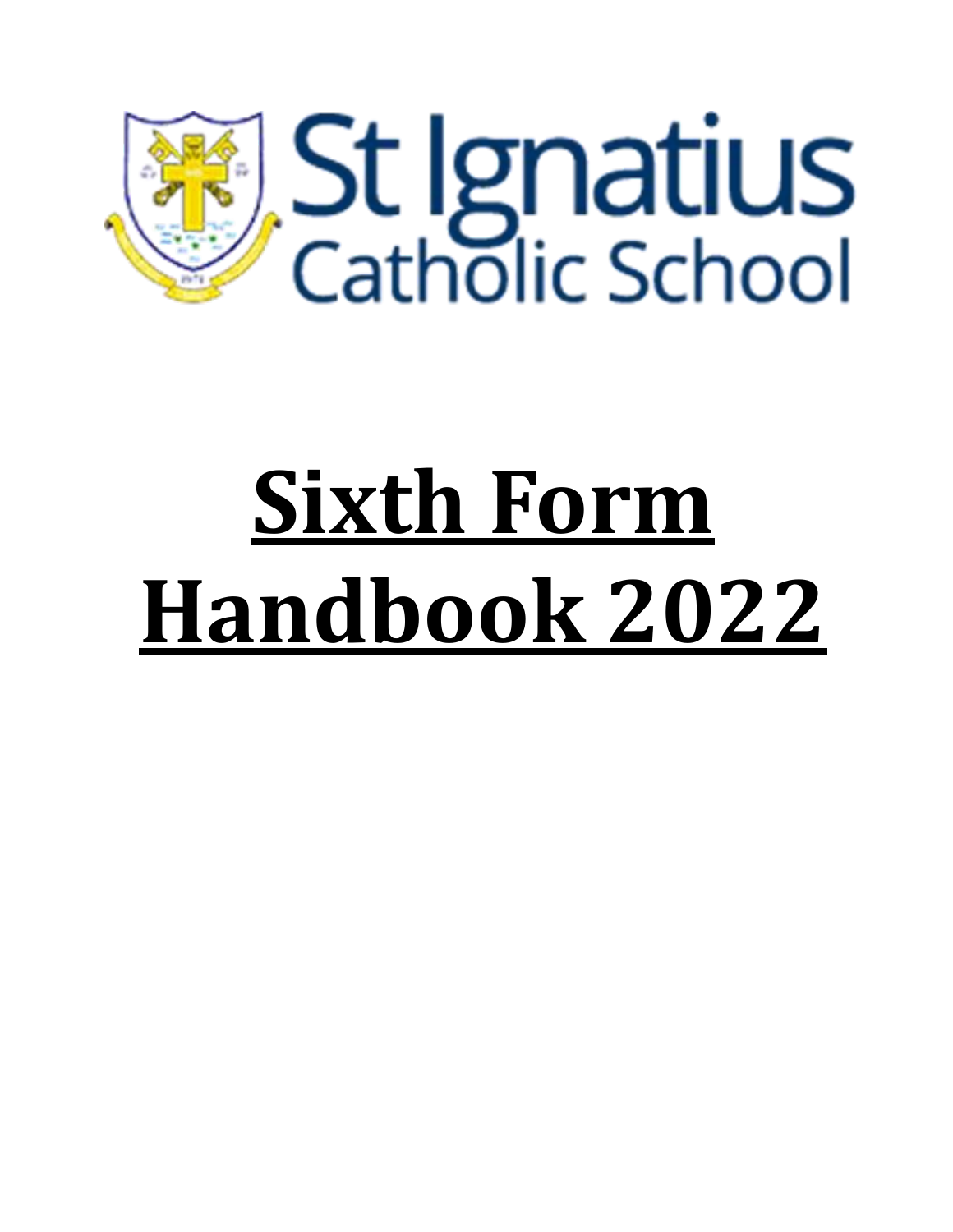St Ignatius Catholic School

# Sixth Form Handbook 2022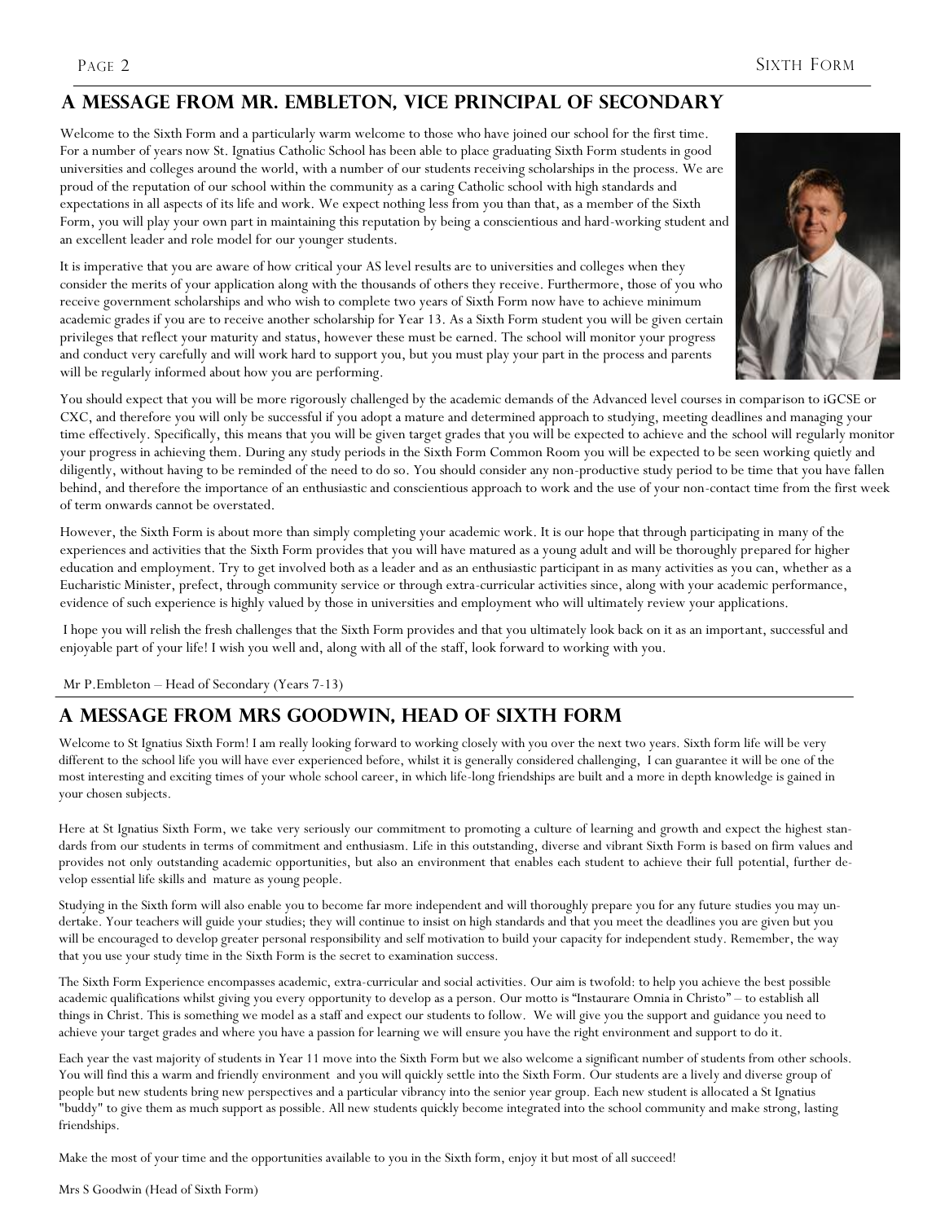## A MESSAGE FROM MR. EMBLETON, VICE PRINCIPAL OF SECONDARY

Welcome to the Sixth Form and a particularly warm welcome to those who have joined our school for the first time. For a number of years now St. Ignatius Catholic School has been able to place graduating Sixth Form students in good universities and colleges around the world, with a number of our students receiving scholarships in the process. We are proud of the reputation of our school within the community as a caring Catholic school with high standards and expectations in all aspects of its life and work. We expect nothing less from you than that, as a member of the Sixth Form, you will play your own part in maintaining this reputation by being a conscientious and hard-working student and an excellent leader and role model for our younger students.

It is imperative that you are aware of how critical your AS level results are to universities and colleges when they consider the merits of your application along with the thousands of others they receive. Furthermore, those of you who receive government scholarships and who wish to complete two years of Sixth Form now have to achieve minimum academic grades if you are to receive another scholarship for Year 13. As a Sixth Form student you will be given certain privileges that reflect your maturity and status, however these must be earned. The school will monitor your progress and conduct very carefully and will work hard to support you, but you must play your part in the process and parents will be regularly informed about how you are performing.

You should expect that you will be more rigorously challenged by the academic demands of the Advanced level courses in comparison to iGCSE or CXC, and therefore you will only be successful if you adopt a mature and determined approach to studying, meeting deadlines and managing your time effectively. Specifically, this means that you will be given target grades that you will be expected to achieve and the school will regularly monitor your progress in achieving them. During any study periods in the Sixth Form Common Room you will be expected to be seen working quietly and diligently, without having to be reminded of the need to do so. You should consider any non-productive study period to be time that you have fallen behind, and therefore the importance of an enthusiastic and conscientious approach to work and the use of your non-contact time from the first week of term onwards cannot be overstated.

However, the Sixth Form is about more than simply completing your academic work. It is our hope that through participating in many of the experiences and activities that the Sixth Form provides that you will have matured as a young adult and will be thoroughly prepared for higher education and employment. Try to get involved both as a leader and as an enthusiastic participant in as many activities as you can, whether as a Eucharistic Minister, prefect, through community service or through extra-curricular activities since, along with your academic performance, evidence of such experience is highly valued by those in universities and employment who will ultimately review your applications.

I hope you will relish the fresh challenges that the Sixth Form provides and that you ultimately look back on it as an important, successful and enjoyable part of your life! I wish you well and, along with all of the staff, look forward to working with you.

Mr P.Embleton – Head of Secondary (Years 7-13)

## A MESSAGE FROM MRS GOODWIN, HEAD OF SIXTH FORM

Welcome to St Ignatius Sixth Form! I am really looking forward to working closely with you over the next two years. Sixth form life will be very different to the school life you will have ever experienced before, whilst it is generally considered challenging, I can guarantee it will be one of the most interesting and exciting times of your whole school career, in which life-long friendships are built and a more in depth knowledge is gained in your chosen subjects.

Here at St Ignatius Sixth Form, we take very seriously our commitment to promoting a culture of learning and growth and expect the highest standards from our students in terms of commitment and enthusiasm. Life in this outstanding, diverse and vibrant Sixth Form is based on firm values and provides not only outstanding academic opportunities, but also an environment that enables each student to achieve their full potential, further develop essential life skills and mature as young people.

Studying in the Sixth form will also enable you to become far more independent and will thoroughly prepare you for any future studies you may undertake. Your teachers will guide your studies; they will continue to insist on high standards and that you meet the deadlines you are given but you will be encouraged to develop greater personal responsibility and self motivation to build your capacity for independent study. Remember, the way that you use your study time in the Sixth Form is the secret to examination success.

The Sixth Form Experience encompasses academic, extra-curricular and social activities. Our aim is twofold: to help you achieve the best possible academic qualifications whilst giving you every opportunity to develop as a person. Our motto is "Instaurare Omnia in Christo" – to establish all things in Christ. This is something we model as a staff and expect our students to follow. We will give you the support and guidance you need to achieve your target grades and where you have a passion for learning we will ensure you have the right environment and support to do it.

Each year the vast majority of students in Year 11 move into the Sixth Form but we also welcome a significant number of students from other schools. You will find this a warm and friendly environment and you will quickly settle into the Sixth Form. Our students are a lively and diverse group of people but new students bring new perspectives and a particular vibrancy into the senior year group. Each new student is allocated a St Ignatius "buddy" to give them as much support as possible. All new students quickly become integrated into the school community and make strong, lasting friendships.

Make the most of your time and the opportunities available to you in the Sixth form, enjoy it but most of all succeed!

Mrs S Goodwin (Head of Sixth Form)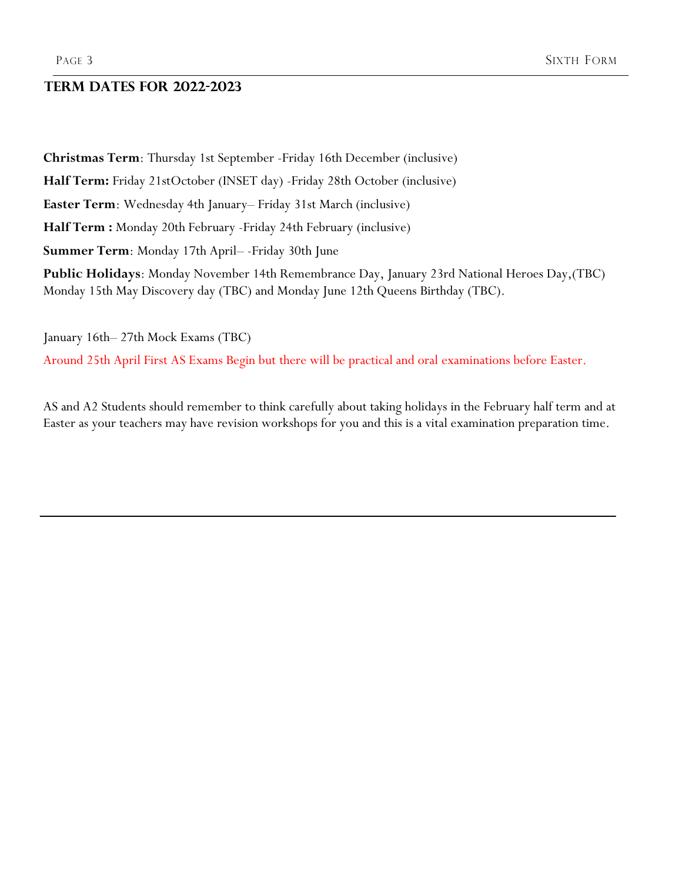## Term Dates for 2022-2023

**Christmas Term**: Thursday 1st September -Friday 16th December (inclusive)

**Half Term:** Friday 21stOctober (INSET day) -Friday 28th October (inclusive)

**Easter Term**: Wednesday 4th January– Friday 31st March (inclusive)

**Half Term :** Monday 20th February -Friday 24th February (inclusive)

**Summer Term**: Monday 17th April– -Friday 30th June

**Public Holidays**: Monday November 14th Remembrance Day, January 23rd National Heroes Day,(TBC) Monday 15th May Discovery day (TBC) and Monday June 12th Queens Birthday (TBC).

January 16th– 27th Mock Exams (TBC)

Around 25th April First AS Exams Begin but there will be practical and oral examinations before Easter.

AS and A2 Students should remember to think carefully about taking holidays in the February half term and at Easter as your teachers may have revision workshops for you and this is a vital examination preparation time.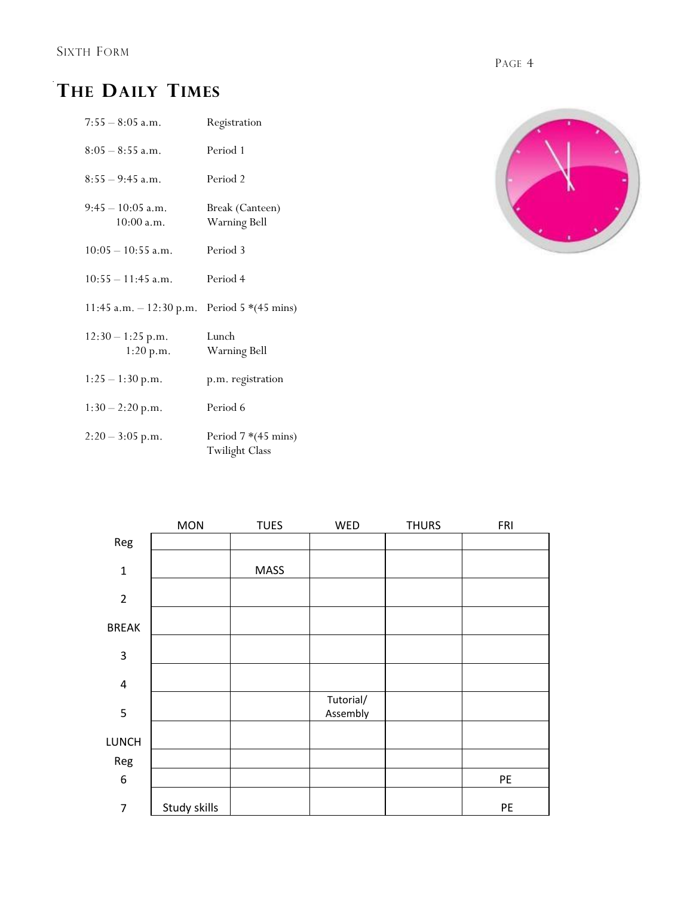# The Daily Times

| | |
|---|---|
| 7:55 – 8:05 a.m. | Registration |
| 8:05 – 8:55 a.m. | Period 1 |
| 8:55 – 9:45 a.m. | Period 2 |
| 9:45 – 10:05 a.m.<br>10:00 a.m. | Break (Canteen)<br>Warning Bell |
| 10:05 – 10:55 a.m. | Period 3 |
| 10:55 – 11:45 a.m. | Period 4 |
| 11:45 a.m. – 12:30 p.m. | Period 5 *(45 mins) |
| 12:30 – 1:25 p.m.<br>1:20 p.m. | Lunch<br>Warning Bell |
| 1:25 – 1:30 p.m. | p.m. registration |
| 1:30 – 2:20 p.m. | Period 6 |
| 2:20 – 3:05 p.m. | Period 7 *(45 mins)<br>Twilight Class |

| | MON | TUES | WED | THURS | FRI |
|---|---|---|---|---|---|
| Reg | | | | | |
| 1 | | MASS | | | |
| 2 | | | | | |
| BREAK | | | | | |
| 3 | | | | | |
| 4 | | | | | |
| 5 | | | Tutorial/ Assembly | | |
| LUNCH | | | | | |
| Reg | | | | | |
| 6 | | | | | PE |
| 7 | Study skills | | | | PE |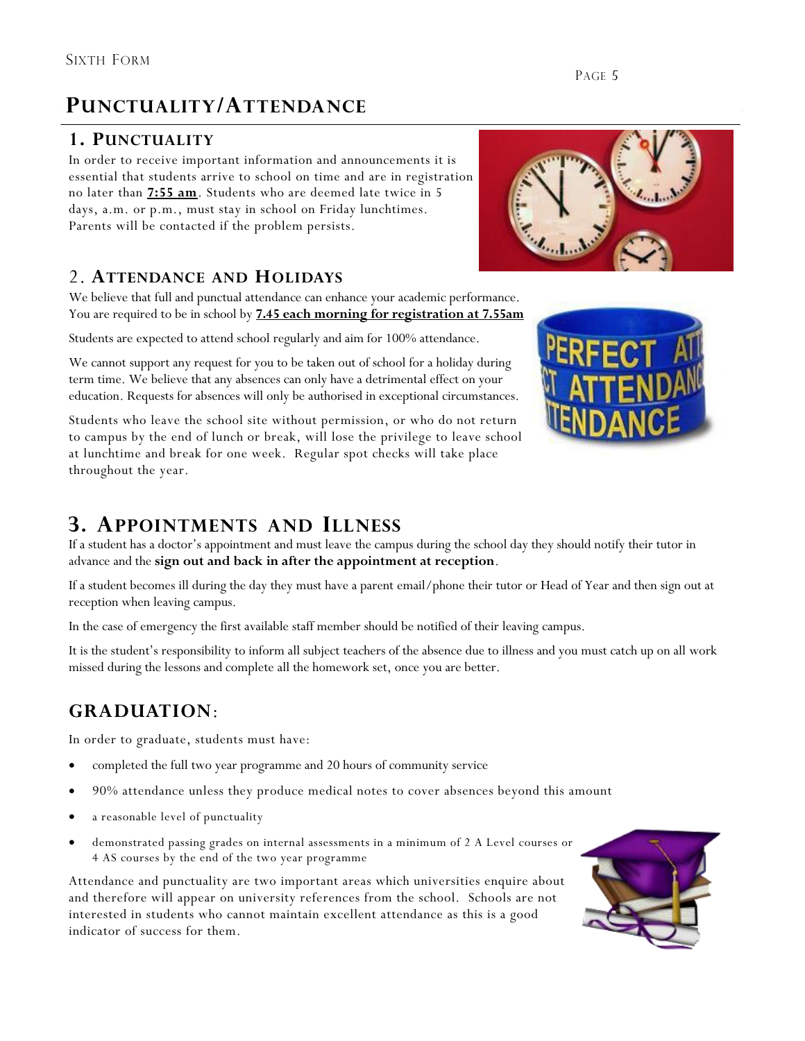# PUNCTUALITY/ATTENDANCE

## 1. PUNCTUALITY

In order to receive important information and announcements it is essential that students arrive to school on time and are in registration no later than **7:55 am**. Students who are deemed late twice in 5 days, a.m. or p.m., must stay in school on Friday lunchtimes. Parents will be contacted if the problem persists.

## 2. ATTENDANCE AND HOLIDAYS

We believe that full and punctual attendance can enhance your academic performance. You are required to be in school by **7.45 each morning for registration at 7.55am**

Students are expected to attend school regularly and aim for 100% attendance.

We cannot support any request for you to be taken out of school for a holiday during term time. We believe that any absences can only have a detrimental effect on your education. Requests for absences will only be authorised in exceptional circumstances.

Students who leave the school site without permission, or who do not return to campus by the end of lunch or break, will lose the privilege to leave school at lunchtime and break for one week. Regular spot checks will take place throughout the year.

## 3. APPOINTMENTS AND ILLNESS

If a student has a doctor's appointment and must leave the campus during the school day they should notify their tutor in advance and the **sign out and back in after the appointment at reception**.

If a student becomes ill during the day they must have a parent email/phone their tutor or Head of Year and then sign out at reception when leaving campus.

In the case of emergency the first available staff member should be notified of their leaving campus.

It is the student's responsibility to inform all subject teachers of the absence due to illness and you must catch up on all work missed during the lessons and complete all the homework set, once you are better.

## GRADUATION:

In order to graduate, students must have:

- completed the full two year programme and 20 hours of community service
- 90% attendance unless they produce medical notes to cover absences beyond this amount
- a reasonable level of punctuality
- demonstrated passing grades on internal assessments in a minimum of 2 A Level courses or 4 AS courses by the end of the two year programme

Attendance and punctuality are two important areas which universities enquire about and therefore will appear on university references from the school. Schools are not interested in students who cannot maintain excellent attendance as this is a good indicator of success for them.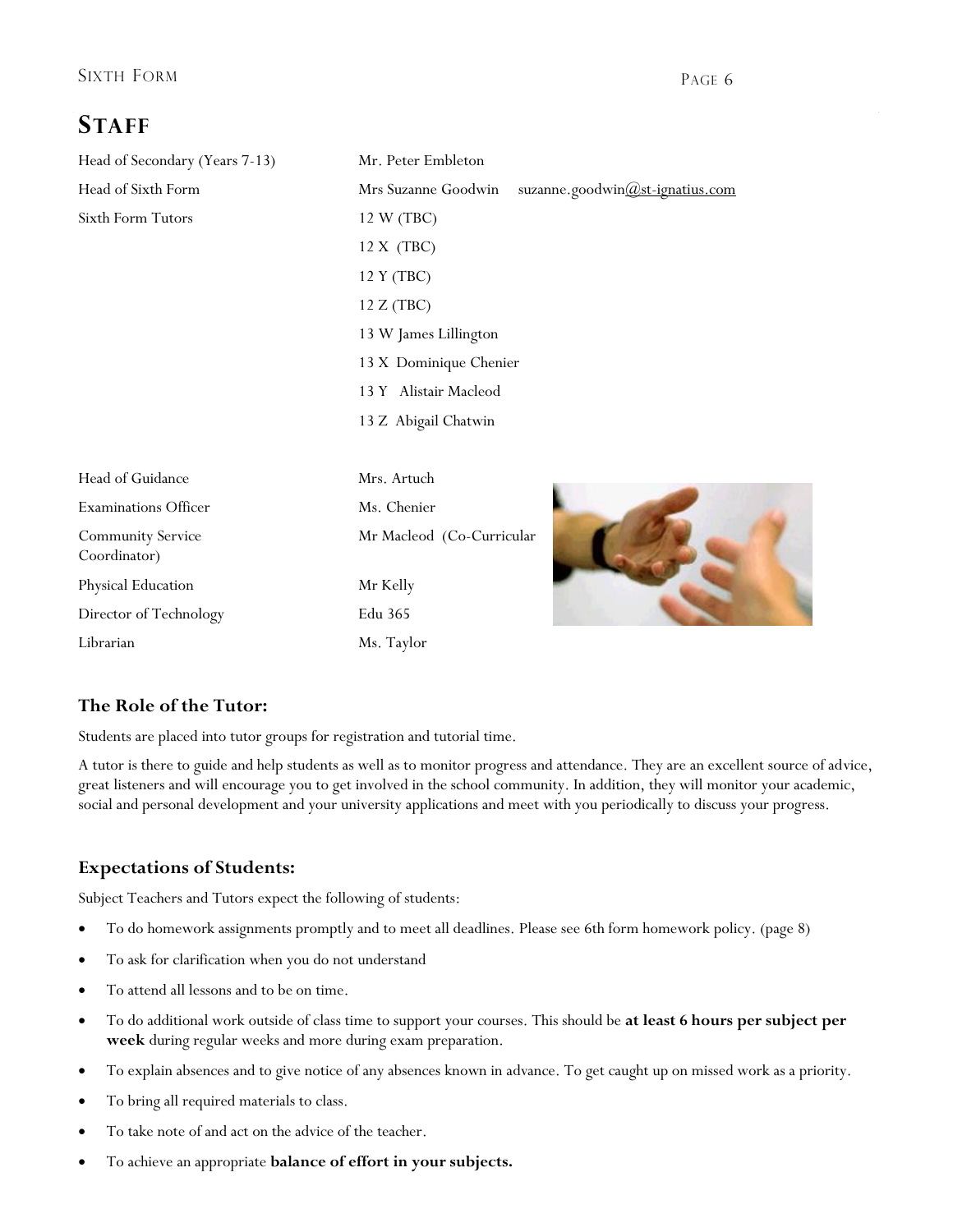# STAFF

| | |
|---|---|
| Head of Secondary (Years 7-13) | Mr. Peter Embleton |
| Head of Sixth Form | Mrs Suzanne Goodwin suzanne.goodwin@st-ignatius.com |
| Sixth Form Tutors | 12 W (TBC) |
| | 12 X (TBC) |
| | 12 Y (TBC) |
| | 12 Z (TBC) |
| | 13 W James Lillington |
| | 13 X Dominique Chenier |
| | 13 Y Alistair Macleod |
| | 13 Z Abigail Chatwin |
| Head of Guidance | Mrs. Artuch |
| Examinations Officer | Ms. Chenier |
| Community Service Coordinator) | Mr Macleod (Co-Curricular |
| Physical Education | Mr Kelly |
| Director of Technology | Edu 365 |
| Librarian | Ms. Taylor |

### The Role of the Tutor:

Students are placed into tutor groups for registration and tutorial time.

A tutor is there to guide and help students as well as to monitor progress and attendance. They are an excellent source of advice, great listeners and will encourage you to get involved in the school community. In addition, they will monitor your academic, social and personal development and your university applications and meet with you periodically to discuss your progress.

### Expectations of Students:

Subject Teachers and Tutors expect the following of students:

- To do homework assignments promptly and to meet all deadlines. Please see 6th form homework policy. (page 8)
- To ask for clarification when you do not understand
- To attend all lessons and to be on time.
- To do additional work outside of class time to support your courses. This should be **at least 6 hours per subject per week** during regular weeks and more during exam preparation.
- To explain absences and to give notice of any absences known in advance. To get caught up on missed work as a priority.
- To bring all required materials to class.
- To take note of and act on the advice of the teacher.
- To achieve an appropriate **balance of effort in your subjects.**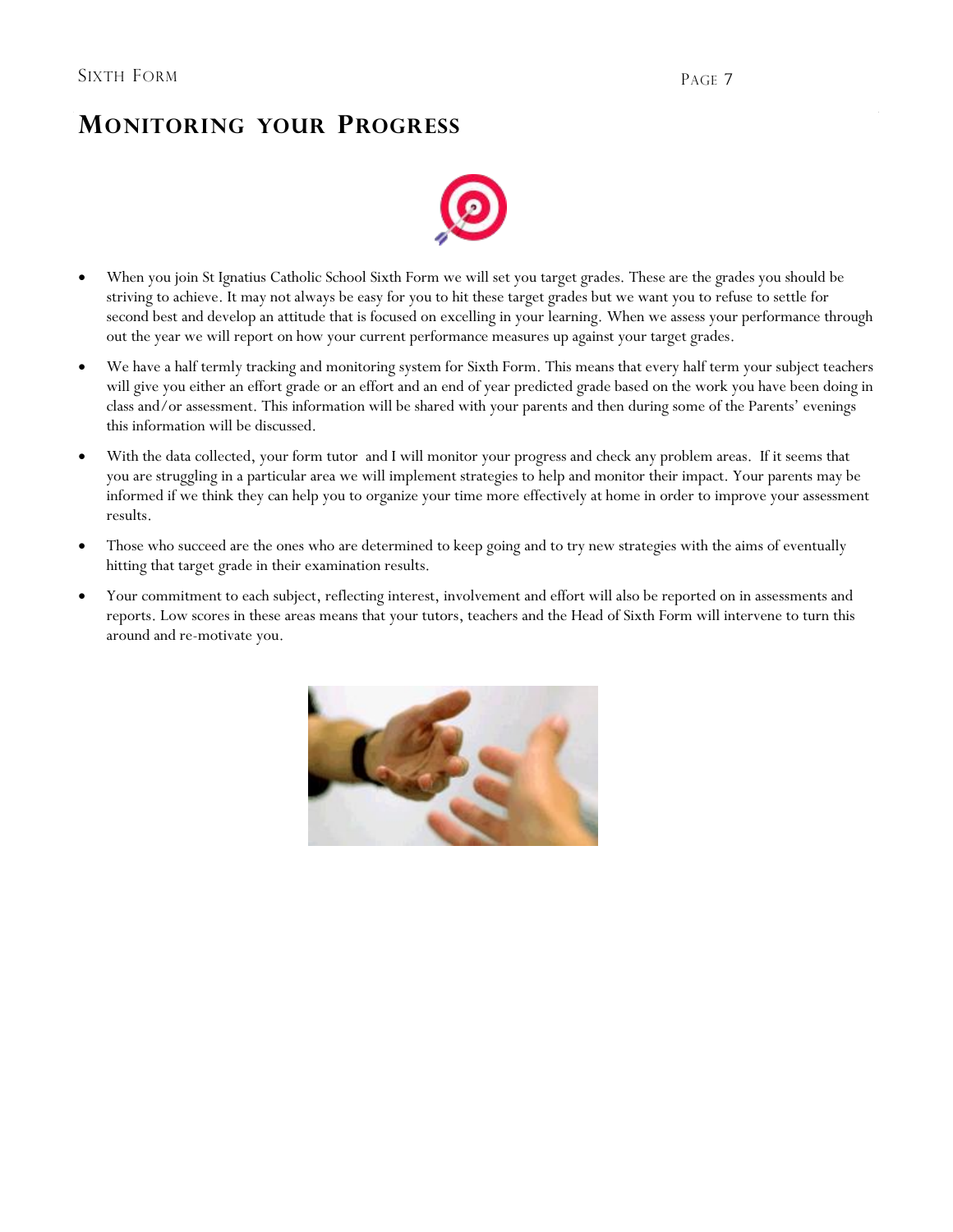# Monitoring your Progress

- When you join St Ignatius Catholic School Sixth Form we will set you target grades. These are the grades you should be striving to achieve. It may not always be easy for you to hit these target grades but we want you to refuse to settle for second best and develop an attitude that is focused on excelling in your learning. When we assess your performance through out the year we will report on how your current performance measures up against your target grades.
- We have a half termly tracking and monitoring system for Sixth Form. This means that every half term your subject teachers will give you either an effort grade or an effort and an end of year predicted grade based on the work you have been doing in class and/or assessment. This information will be shared with your parents and then during some of the Parents' evenings this information will be discussed.
- With the data collected, your form tutor and I will monitor your progress and check any problem areas. If it seems that you are struggling in a particular area we will implement strategies to help and monitor their impact. Your parents may be informed if we think they can help you to organize your time more effectively at home in order to improve your assessment results.
- Those who succeed are the ones who are determined to keep going and to try new strategies with the aims of eventually hitting that target grade in their examination results.
- Your commitment to each subject, reflecting interest, involvement and effort will also be reported on in assessments and reports. Low scores in these areas means that your tutors, teachers and the Head of Sixth Form will intervene to turn this around and re-motivate you.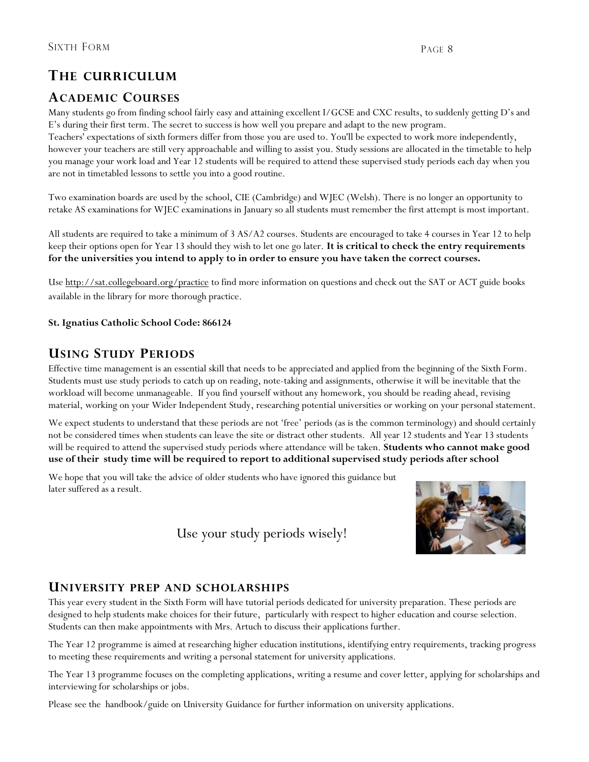## The curriculum

### Academic Courses

Many students go from finding school fairly easy and attaining excellent I/GCSE and CXC results, to suddenly getting D's and E's during their first term. The secret to success is how well you prepare and adapt to the new program.
Teachers' expectations of sixth formers differ from those you are used to. You'll be expected to work more independently, however your teachers are still very approachable and willing to assist you. Study sessions are allocated in the timetable to help you manage your work load and Year 12 students will be required to attend these supervised study periods each day when you are not in timetabled lessons to settle you into a good routine.

Two examination boards are used by the school, CIE (Cambridge) and WJEC (Welsh). There is no longer an opportunity to retake AS examinations for WJEC examinations in January so all students must remember the first attempt is most important.

All students are required to take a minimum of 3 AS/A2 courses. Students are encouraged to take 4 courses in Year 12 to help keep their options open for Year 13 should they wish to let one go later. **It is critical to check the entry requirements for the universities you intend to apply to in order to ensure you have taken the correct courses.**

Use http://sat.collegeboard.org/practice to find more information on questions and check out the SAT or ACT guide books available in the library for more thorough practice.

**St. Ignatius Catholic School Code: 866124**

### Using Study Periods

Effective time management is an essential skill that needs to be appreciated and applied from the beginning of the Sixth Form. Students must use study periods to catch up on reading, note-taking and assignments, otherwise it will be inevitable that the workload will become unmanageable. If you find yourself without any homework, you should be reading ahead, revising material, working on your Wider Independent Study, researching potential universities or working on your personal statement.

We expect students to understand that these periods are not 'free' periods (as is the common terminology) and should certainly not be considered times when students can leave the site or distract other students. All year 12 students and Year 13 students will be required to attend the supervised study periods where attendance will be taken. **Students who cannot make good use of their study time will be required to report to additional supervised study periods after school**

We hope that you will take the advice of older students who have ignored this guidance but later suffered as a result.

Use your study periods wisely!

### University prep and scholarships

This year every student in the Sixth Form will have tutorial periods dedicated for university preparation. These periods are designed to help students make choices for their future, particularly with respect to higher education and course selection. Students can then make appointments with Mrs. Artuch to discuss their applications further.

The Year 12 programme is aimed at researching higher education institutions, identifying entry requirements, tracking progress to meeting these requirements and writing a personal statement for university applications.

The Year 13 programme focuses on the completing applications, writing a resume and cover letter, applying for scholarships and interviewing for scholarships or jobs.

Please see the handbook/guide on University Guidance for further information on university applications.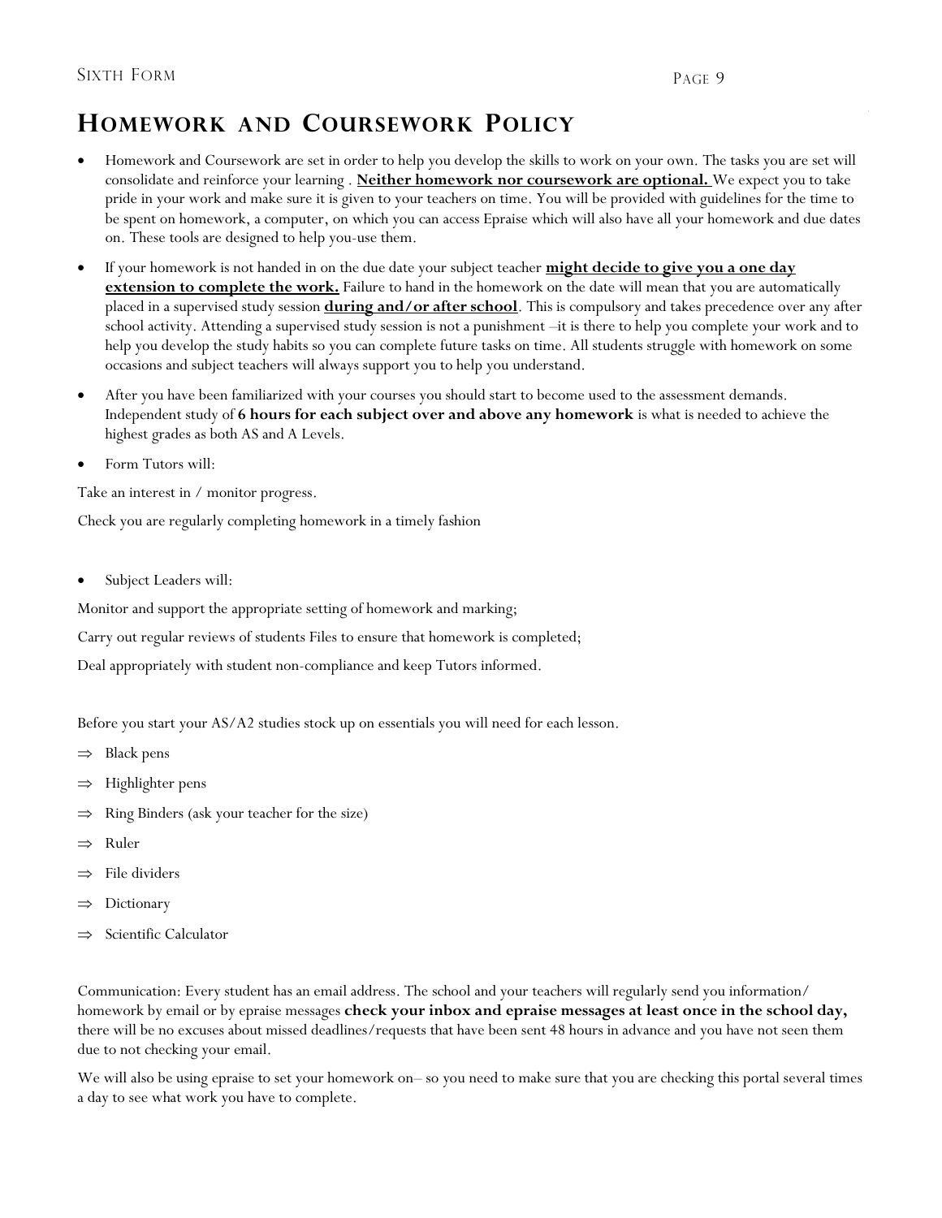# HOMEWORK AND COURSEWORK POLICY

- Homework and Coursework are set in order to help you develop the skills to work on your own. The tasks you are set will consolidate and reinforce your learning . **<u>Neither homework nor coursework are optional.</u>** We expect you to take pride in your work and make sure it is given to your teachers on time. You will be provided with guidelines for the time to be spent on homework, a computer, on which you can access Epraise which will also have all your homework and due dates on. These tools are designed to help you-use them.
- If your homework is not handed in on the due date your subject teacher **<u>might decide to give you a one day extension to complete the work.</u>** Failure to hand in the homework on the date will mean that you are automatically placed in a supervised study session **<u>during and/or after school</u>**. This is compulsory and takes precedence over any after school activity. Attending a supervised study session is not a punishment –it is there to help you complete your work and to help you develop the study habits so you can complete future tasks on time. All students struggle with homework on some occasions and subject teachers will always support you to help you understand.
- After you have been familiarized with your courses you should start to become used to the assessment demands. Independent study of **6 hours for each subject over and above any homework** is what is needed to achieve the highest grades as both AS and A Levels.
- Form Tutors will:

Take an interest in / monitor progress.

Check you are regularly completing homework in a timely fashion

- Subject Leaders will:

Monitor and support the appropriate setting of homework and marking;

Carry out regular reviews of students Files to ensure that homework is completed;

Deal appropriately with student non-compliance and keep Tutors informed.

Before you start your AS/A2 studies stock up on essentials you will need for each lesson.

- ⇒ Black pens
- ⇒ Highlighter pens
- ⇒ Ring Binders (ask your teacher for the size)
- ⇒ Ruler
- ⇒ File dividers
- ⇒ Dictionary
- ⇒ Scientific Calculator

Communication: Every student has an email address. The school and your teachers will regularly send you information/ homework by email or by epraise messages **check your inbox and epraise messages at least once in the school day,** there will be no excuses about missed deadlines/requests that have been sent 48 hours in advance and you have not seen them due to not checking your email.

We will also be using epraise to set your homework on– so you need to make sure that you are checking this portal several times a day to see what work you have to complete.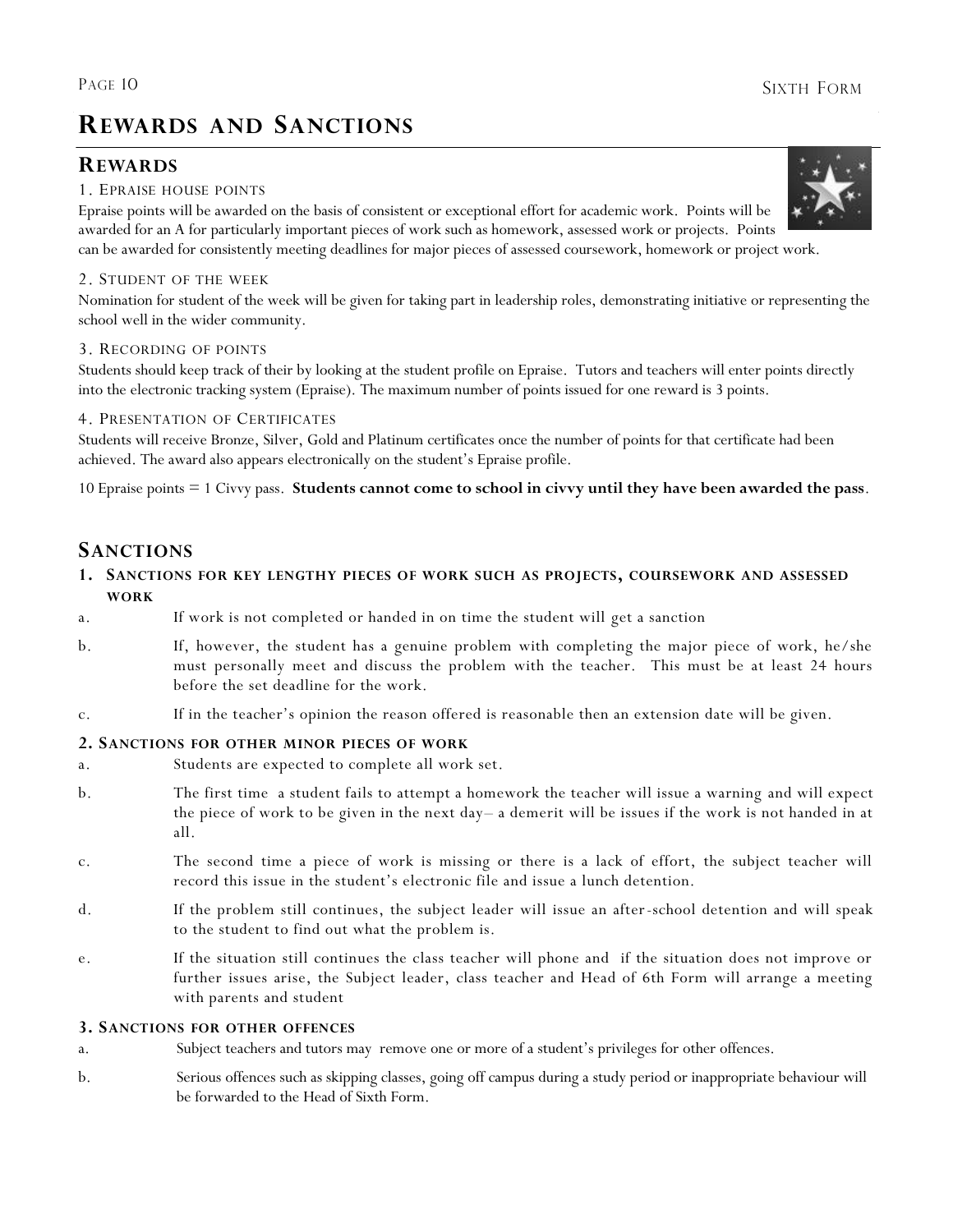# Rewards and Sanctions

## Rewards

### 1. Epraise house points

Epraise points will be awarded on the basis of consistent or exceptional effort for academic work. Points will be awarded for an A for particularly important pieces of work such as homework, assessed work or projects. Points can be awarded for consistently meeting deadlines for major pieces of assessed coursework, homework or project work.

### 2. Student of the week

Nomination for student of the week will be given for taking part in leadership roles, demonstrating initiative or representing the school well in the wider community.

### 3. Recording of points

Students should keep track of their by looking at the student profile on Epraise. Tutors and teachers will enter points directly into the electronic tracking system (Epraise). The maximum number of points issued for one reward is 3 points.

### 4. Presentation of Certificates

Students will receive Bronze, Silver, Gold and Platinum certificates once the number of points for that certificate had been achieved. The award also appears electronically on the student's Epraise profile.

10 Epraise points = 1 Civvy pass. **Students cannot come to school in civvy until they have been awarded the pass**.

## Sanctions

### 1. Sanctions for key lengthy pieces of work such as projects, coursework and assessed work

a. If work is not completed or handed in on time the student will get a sanction

b. If, however, the student has a genuine problem with completing the major piece of work, he/she must personally meet and discuss the problem with the teacher. This must be at least 24 hours before the set deadline for the work.

c. If in the teacher's opinion the reason offered is reasonable then an extension date will be given.

### 2. Sanctions for other minor pieces of work

a. Students are expected to complete all work set.

b. The first time a student fails to attempt a homework the teacher will issue a warning and will expect the piece of work to be given in the next day– a demerit will be issues if the work is not handed in at all.

c. The second time a piece of work is missing or there is a lack of effort, the subject teacher will record this issue in the student's electronic file and issue a lunch detention.

d. If the problem still continues, the subject leader will issue an after-school detention and will speak to the student to find out what the problem is.

e. If the situation still continues the class teacher will phone and if the situation does not improve or further issues arise, the Subject leader, class teacher and Head of 6th Form will arrange a meeting with parents and student

### 3. Sanctions for other offences

a. Subject teachers and tutors may remove one or more of a student's privileges for other offences.

b. Serious offences such as skipping classes, going off campus during a study period or inappropriate behaviour will be forwarded to the Head of Sixth Form.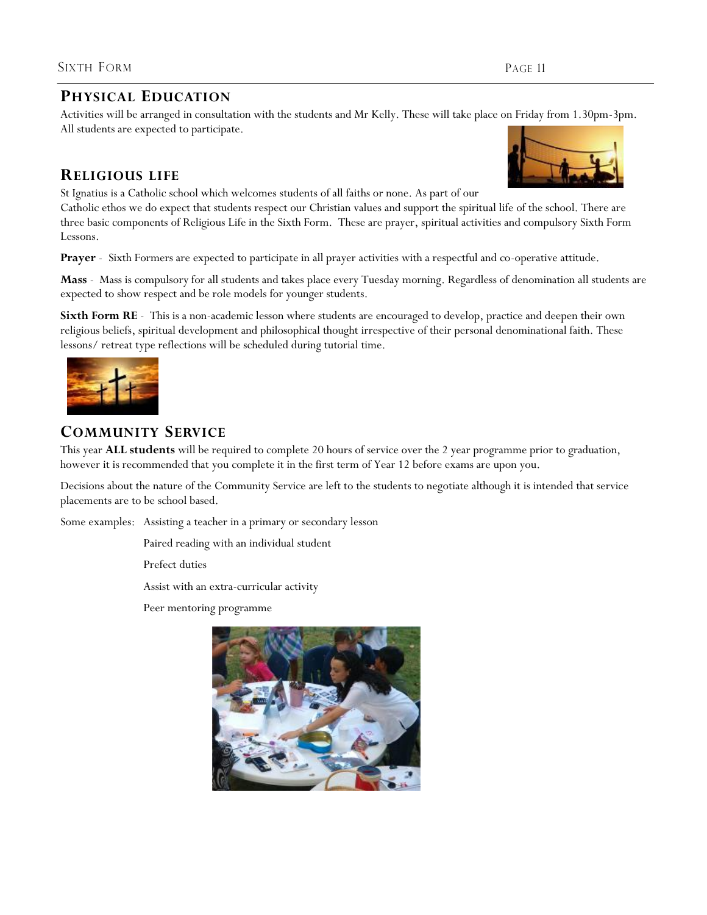## Physical Education

Activities will be arranged in consultation with the students and Mr Kelly. These will take place on Friday from 1.30pm-3pm. All students are expected to participate.

## Religious life

St Ignatius is a Catholic school which welcomes students of all faiths or none. As part of our Catholic ethos we do expect that students respect our Christian values and support the spiritual life of the school. There are three basic components of Religious Life in the Sixth Form. These are prayer, spiritual activities and compulsory Sixth Form Lessons.

**Prayer** - Sixth Formers are expected to participate in all prayer activities with a respectful and co-operative attitude.

**Mass** - Mass is compulsory for all students and takes place every Tuesday morning. Regardless of denomination all students are expected to show respect and be role models for younger students.

**Sixth Form RE** - This is a non-academic lesson where students are encouraged to develop, practice and deepen their own religious beliefs, spiritual development and philosophical thought irrespective of their personal denominational faith. These lessons/ retreat type reflections will be scheduled during tutorial time.

## Community Service

This year **ALL students** will be required to complete 20 hours of service over the 2 year programme prior to graduation, however it is recommended that you complete it in the first term of Year 12 before exams are upon you.

Decisions about the nature of the Community Service are left to the students to negotiate although it is intended that service placements are to be school based.

Some examples:

- Assisting a teacher in a primary or secondary lesson
- Paired reading with an individual student
- Prefect duties
- Assist with an extra-curricular activity
- Peer mentoring programme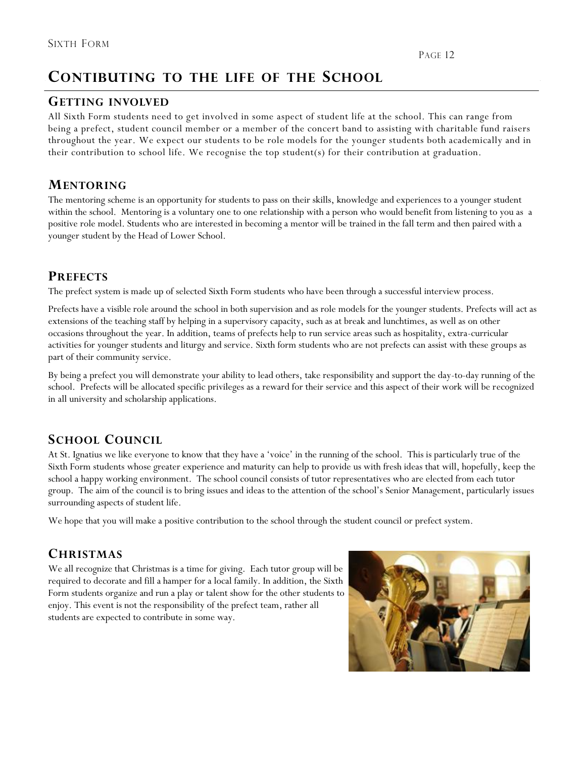# CONTIBUTING TO THE LIFE OF THE SCHOOL

## GETTING INVOLVED

All Sixth Form students need to get involved in some aspect of student life at the school. This can range from being a prefect, student council member or a member of the concert band to assisting with charitable fund raisers throughout the year. We expect our students to be role models for the younger students both academically and in their contribution to school life. We recognise the top student(s) for their contribution at graduation.

## MENTORING

The mentoring scheme is an opportunity for students to pass on their skills, knowledge and experiences to a younger student within the school. Mentoring is a voluntary one to one relationship with a person who would benefit from listening to you as a positive role model. Students who are interested in becoming a mentor will be trained in the fall term and then paired with a younger student by the Head of Lower School.

## PREFECTS

The prefect system is made up of selected Sixth Form students who have been through a successful interview process.

Prefects have a visible role around the school in both supervision and as role models for the younger students. Prefects will act as extensions of the teaching staff by helping in a supervisory capacity, such as at break and lunchtimes, as well as on other occasions throughout the year. In addition, teams of prefects help to run service areas such as hospitality, extra-curricular activities for younger students and liturgy and service. Sixth form students who are not prefects can assist with these groups as part of their community service.

By being a prefect you will demonstrate your ability to lead others, take responsibility and support the day-to-day running of the school. Prefects will be allocated specific privileges as a reward for their service and this aspect of their work will be recognized in all university and scholarship applications.

## SCHOOL COUNCIL

At St. Ignatius we like everyone to know that they have a 'voice' in the running of the school. This is particularly true of the Sixth Form students whose greater experience and maturity can help to provide us with fresh ideas that will, hopefully, keep the school a happy working environment. The school council consists of tutor representatives who are elected from each tutor group. The aim of the council is to bring issues and ideas to the attention of the school's Senior Management, particularly issues surrounding aspects of student life.

We hope that you will make a positive contribution to the school through the student council or prefect system.

## CHRISTMAS

We all recognize that Christmas is a time for giving. Each tutor group will be required to decorate and fill a hamper for a local family. In addition, the Sixth Form students organize and run a play or talent show for the other students to enjoy. This event is not the responsibility of the prefect team, rather all students are expected to contribute in some way.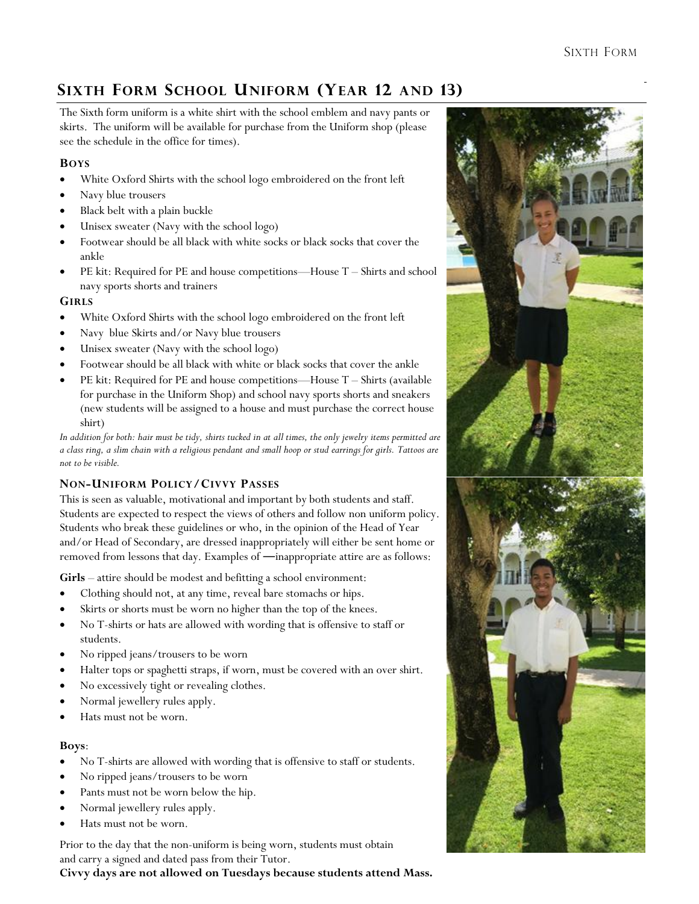# Sixth Form School Uniform (Year 12 and 13)

The Sixth form uniform is a white shirt with the school emblem and navy pants or skirts. The uniform will be available for purchase from the Uniform shop (please see the schedule in the office for times).

### Boys

- White Oxford Shirts with the school logo embroidered on the front left
- Navy blue trousers
- Black belt with a plain buckle
- Unisex sweater (Navy with the school logo)
- Footwear should be all black with white socks or black socks that cover the ankle
- PE kit: Required for PE and house competitions—House T – Shirts and school navy sports shorts and trainers

### Girls

- White Oxford Shirts with the school logo embroidered on the front left
- Navy blue Skirts and/or Navy blue trousers
- Unisex sweater (Navy with the school logo)
- Footwear should be all black with white or black socks that cover the ankle
- PE kit: Required for PE and house competitions—House T – Shirts (available for purchase in the Uniform Shop) and school navy sports shorts and sneakers (new students will be assigned to a house and must purchase the correct house shirt)

*In addition for both: hair must be tidy, shirts tucked in at all times, the only jewelry items permitted are a class ring, a slim chain with a religious pendant and small hoop or stud earrings for girls. Tattoos are not to be visible.*

### Non-Uniform Policy/Civvy Passes

This is seen as valuable, motivational and important by both students and staff. Students are expected to respect the views of others and follow non uniform policy. Students who break these guidelines or who, in the opinion of the Head of Year and/or Head of Secondary, are dressed inappropriately will either be sent home or removed from lessons that day. Examples of ―inappropriate attire are as follows:

**Girls** – attire should be modest and befitting a school environment:

- Clothing should not, at any time, reveal bare stomachs or hips.
- Skirts or shorts must be worn no higher than the top of the knees.
- No T-shirts or hats are allowed with wording that is offensive to staff or students.
- No ripped jeans/trousers to be worn
- Halter tops or spaghetti straps, if worn, must be covered with an over shirt.
- No excessively tight or revealing clothes.
- Normal jewellery rules apply.
- Hats must not be worn.

**Boys**:

- No T-shirts are allowed with wording that is offensive to staff or students.
- No ripped jeans/trousers to be worn
- Pants must not be worn below the hip.
- Normal jewellery rules apply.
- Hats must not be worn.

Prior to the day that the non-uniform is being worn, students must obtain and carry a signed and dated pass from their Tutor.

**Civvy days are not allowed on Tuesdays because students attend Mass.**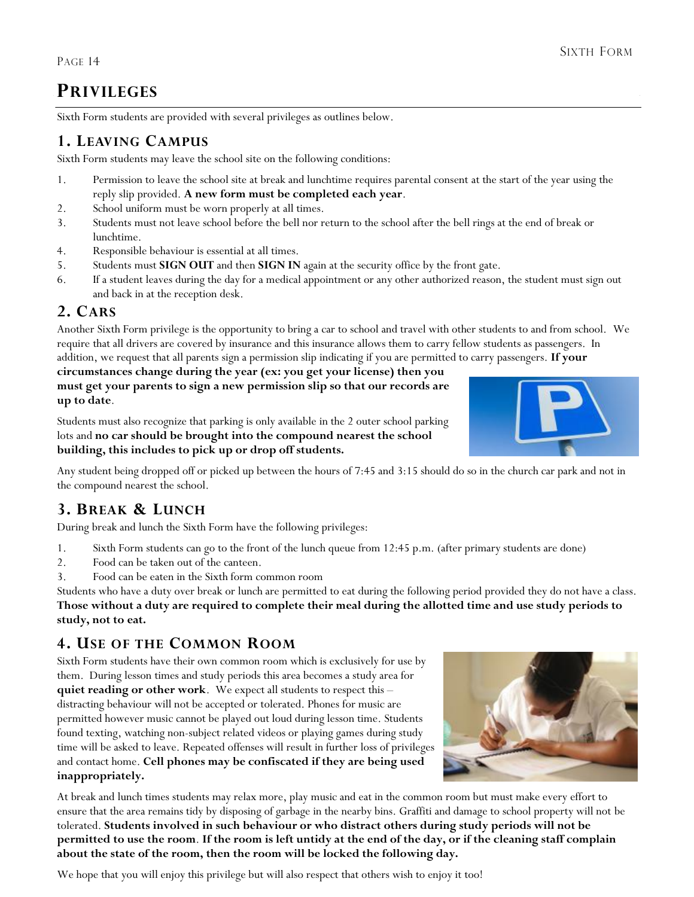# PRIVILEGES

Sixth Form students are provided with several privileges as outlines below.

## 1. LEAVING CAMPUS

Sixth Form students may leave the school site on the following conditions:

1. Permission to leave the school site at break and lunchtime requires parental consent at the start of the year using the reply slip provided. **A new form must be completed each year**.
2. School uniform must be worn properly at all times.
3. Students must not leave school before the bell nor return to the school after the bell rings at the end of break or lunchtime.
4. Responsible behaviour is essential at all times.
5. Students must **SIGN OUT** and then **SIGN IN** again at the security office by the front gate.
6. If a student leaves during the day for a medical appointment or any other authorized reason, the student must sign out and back in at the reception desk.

## 2. CARS

Another Sixth Form privilege is the opportunity to bring a car to school and travel with other students to and from school. We require that all drivers are covered by insurance and this insurance allows them to carry fellow students as passengers. In addition, we request that all parents sign a permission slip indicating if you are permitted to carry passengers. **If your circumstances change during the year (ex: you get your license) then you must get your parents to sign a new permission slip so that our records are up to date**.

Students must also recognize that parking is only available in the 2 outer school parking lots and **no car should be brought into the compound nearest the school building, this includes to pick up or drop off students.**

Any student being dropped off or picked up between the hours of 7:45 and 3:15 should do so in the church car park and not in the compound nearest the school.

## 3. BREAK & LUNCH

During break and lunch the Sixth Form have the following privileges:

1. Sixth Form students can go to the front of the lunch queue from 12:45 p.m. (after primary students are done)
2. Food can be taken out of the canteen.
3. Food can be eaten in the Sixth form common room

Students who have a duty over break or lunch are permitted to eat during the following period provided they do not have a class. **Those without a duty are required to complete their meal during the allotted time and use study periods to study, not to eat.**

## 4. USE OF THE COMMON ROOM

Sixth Form students have their own common room which is exclusively for use by them. During lesson times and study periods this area becomes a study area for **quiet reading or other work**. We expect all students to respect this – distracting behaviour will not be accepted or tolerated. Phones for music are permitted however music cannot be played out loud during lesson time. Students found texting, watching non-subject related videos or playing games during study time will be asked to leave. Repeated offenses will result in further loss of privileges and contact home. **Cell phones may be confiscated if they are being used inappropriately.**

At break and lunch times students may relax more, play music and eat in the common room but must make every effort to ensure that the area remains tidy by disposing of garbage in the nearby bins. Graffiti and damage to school property will not be tolerated. **Students involved in such behaviour or who distract others during study periods will not be permitted to use the room**. **If the room is left untidy at the end of the day, or if the cleaning staff complain about the state of the room, then the room will be locked the following day.**

We hope that you will enjoy this privilege but will also respect that others wish to enjoy it too!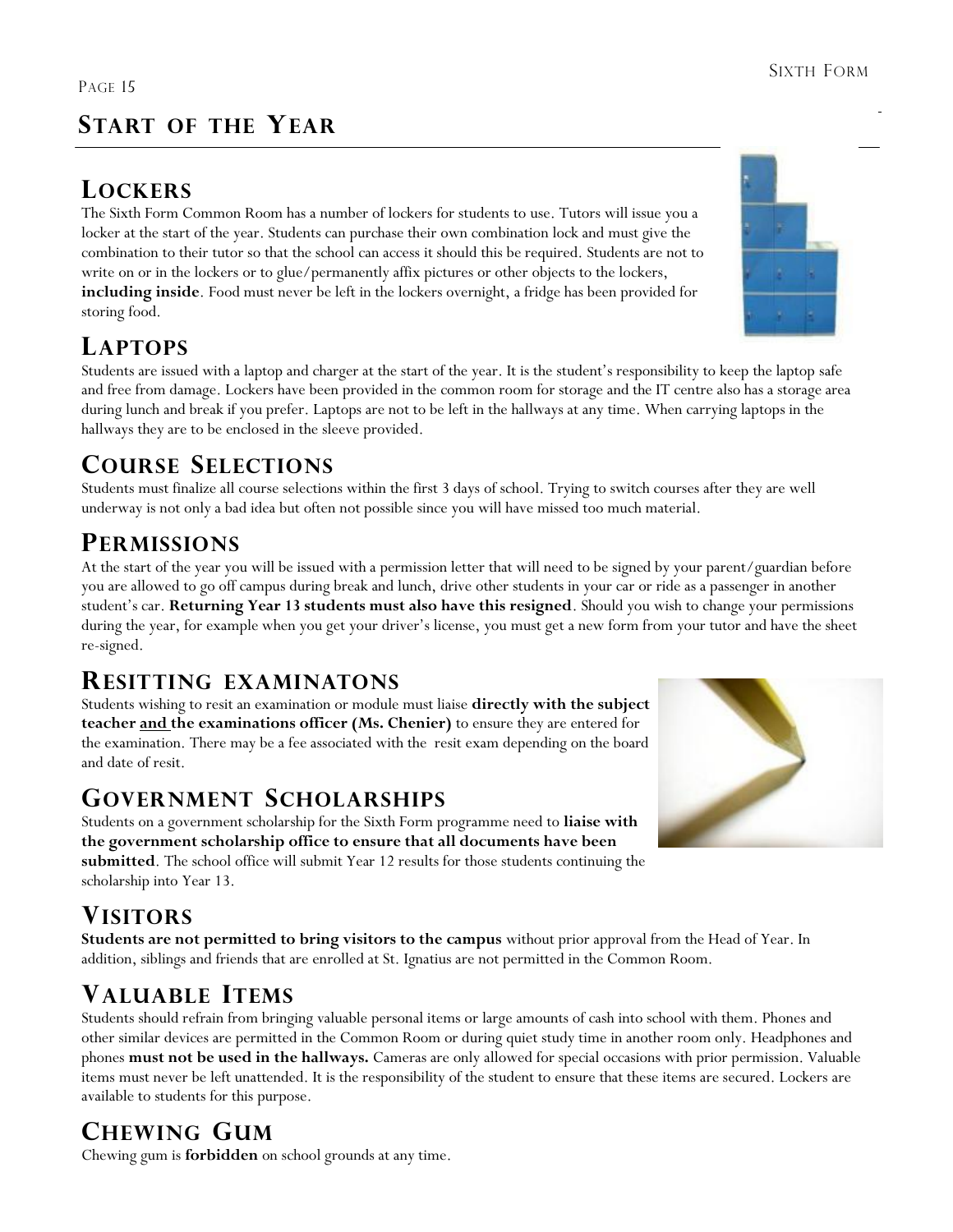# Start of the Year

## Lockers

The Sixth Form Common Room has a number of lockers for students to use. Tutors will issue you a locker at the start of the year. Students can purchase their own combination lock and must give the combination to their tutor so that the school can access it should this be required. Students are not to write on or in the lockers or to glue/permanently affix pictures or other objects to the lockers, **including inside**. Food must never be left in the lockers overnight, a fridge has been provided for storing food.

## Laptops

Students are issued with a laptop and charger at the start of the year. It is the student's responsibility to keep the laptop safe and free from damage. Lockers have been provided in the common room for storage and the IT centre also has a storage area during lunch and break if you prefer. Laptops are not to be left in the hallways at any time. When carrying laptops in the hallways they are to be enclosed in the sleeve provided.

## Course Selections

Students must finalize all course selections within the first 3 days of school. Trying to switch courses after they are well underway is not only a bad idea but often not possible since you will have missed too much material.

## Permissions

At the start of the year you will be issued with a permission letter that will need to be signed by your parent/guardian before you are allowed to go off campus during break and lunch, drive other students in your car or ride as a passenger in another student's car. **Returning Year 13 students must also have this resigned**. Should you wish to change your permissions during the year, for example when you get your driver's license, you must get a new form from your tutor and have the sheet re-signed.

## Resitting examinatons

Students wishing to resit an examination or module must liaise **directly with the subject teacher <u>and</u> the examinations officer (Ms. Chenier)** to ensure they are entered for the examination. There may be a fee associated with the resit exam depending on the board and date of resit.

## Government Scholarships

Students on a government scholarship for the Sixth Form programme need to **liaise with the government scholarship office to ensure that all documents have been submitted**. The school office will submit Year 12 results for those students continuing the scholarship into Year 13.

## Visitors

**Students are not permitted to bring visitors to the campus** without prior approval from the Head of Year. In addition, siblings and friends that are enrolled at St. Ignatius are not permitted in the Common Room.

## Valuable Items

Students should refrain from bringing valuable personal items or large amounts of cash into school with them. Phones and other similar devices are permitted in the Common Room or during quiet study time in another room only. Headphones and phones **must not be used in the hallways.** Cameras are only allowed for special occasions with prior permission. Valuable items must never be left unattended. It is the responsibility of the student to ensure that these items are secured. Lockers are available to students for this purpose.

## Chewing Gum

Chewing gum is **forbidden** on school grounds at any time.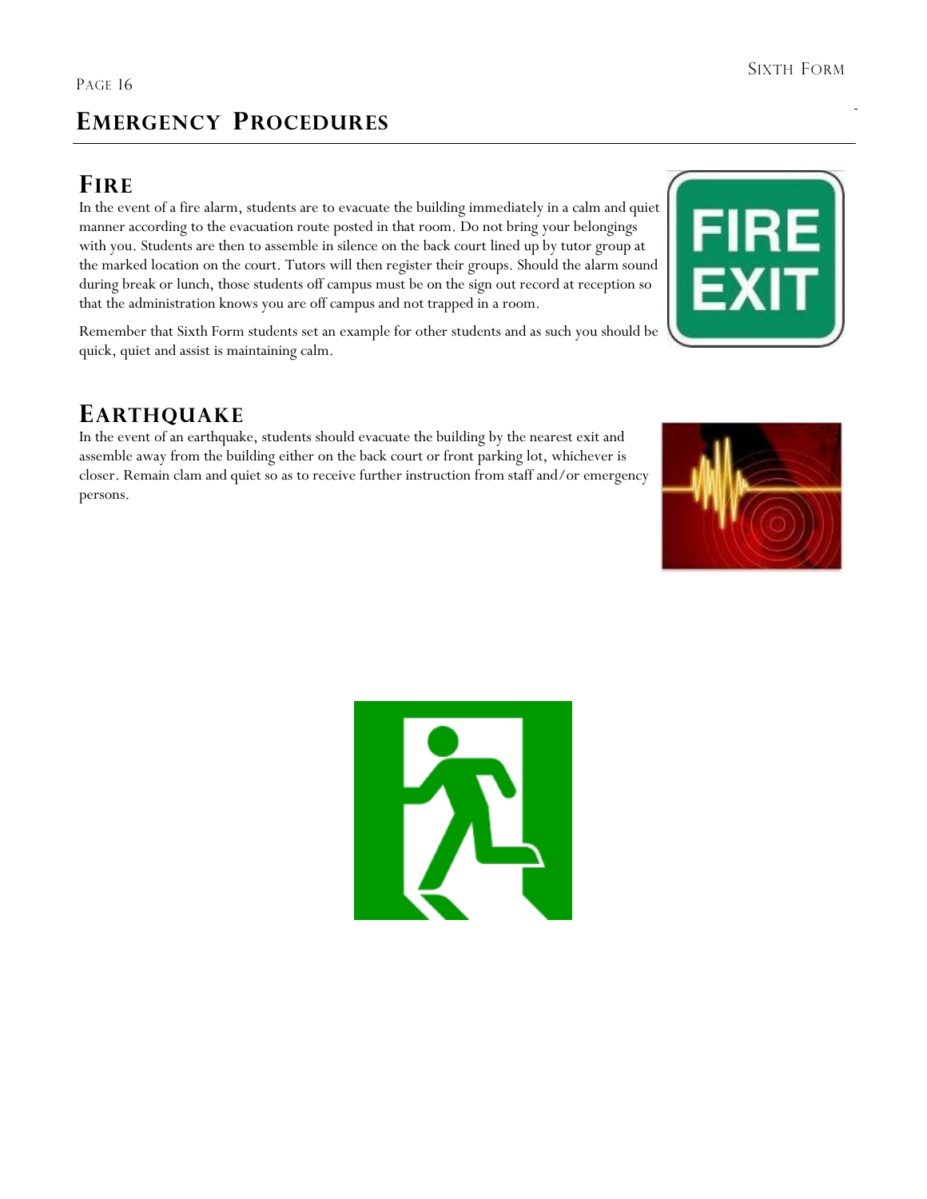# Emergency Procedures

## Fire

In the event of a fire alarm, students are to evacuate the building immediately in a calm and quiet manner according to the evacuation route posted in that room. Do not bring your belongings with you. Students are then to assemble in silence on the back court lined up by tutor group at the marked location on the court. Tutors will then register their groups. Should the alarm sound during break or lunch, those students off campus must be on the sign out record at reception so that the administration knows you are off campus and not trapped in a room.

Remember that Sixth Form students set an example for other students and as such you should be quick, quiet and assist is maintaining calm.

## Earthquake

In the event of an earthquake, students should evacuate the building by the nearest exit and assemble away from the building either on the back court or front parking lot, whichever is closer. Remain clam and quiet so as to receive further instruction from staff and/or emergency persons.